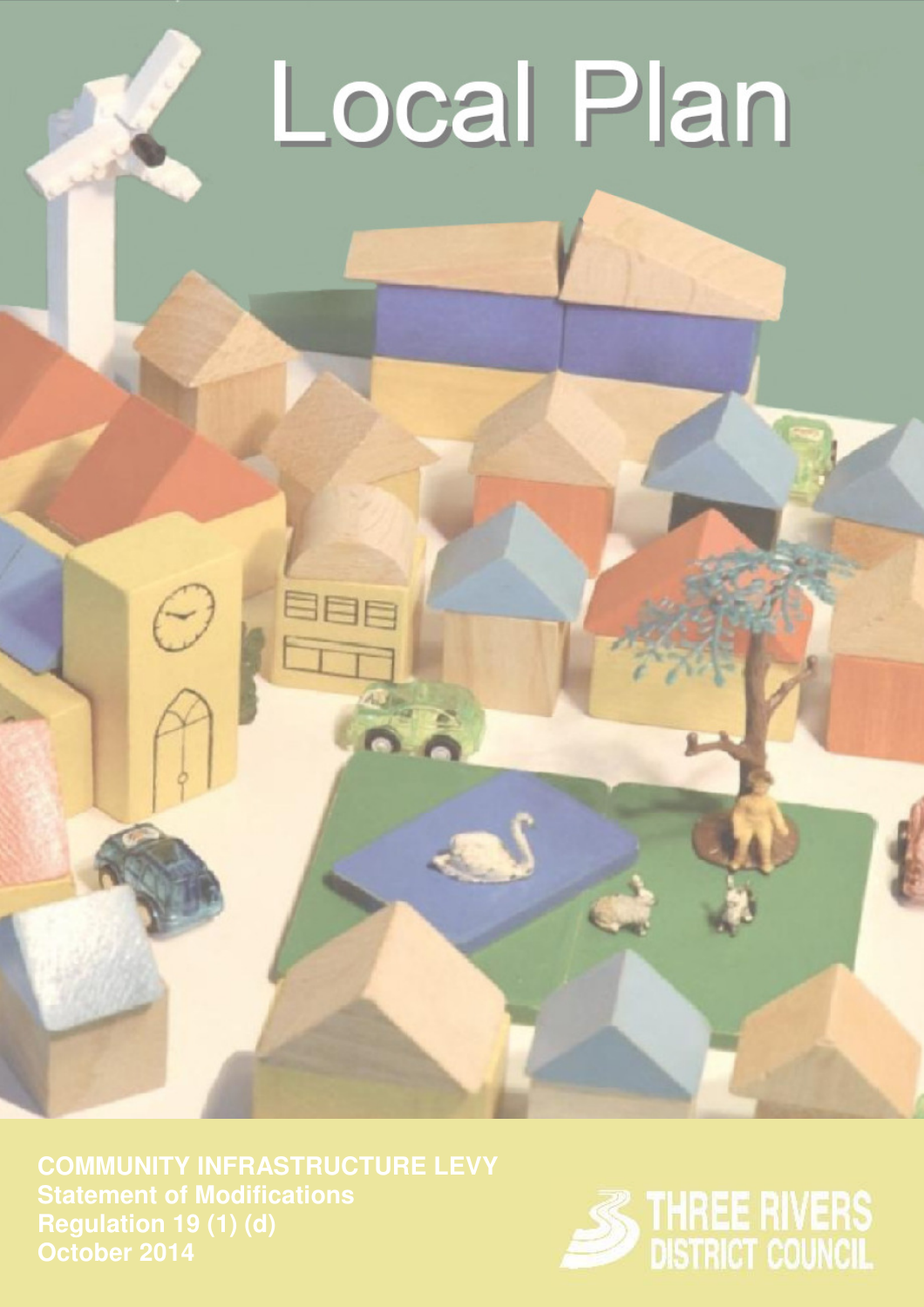# Local Plan

**COMMUNITY INFRASTRUCTURE LEVY**
**Statement of Modifications**
**Regulation 19 (1) (d)**
**October 2014**

THREE RIVERS DISTRICT COUNCIL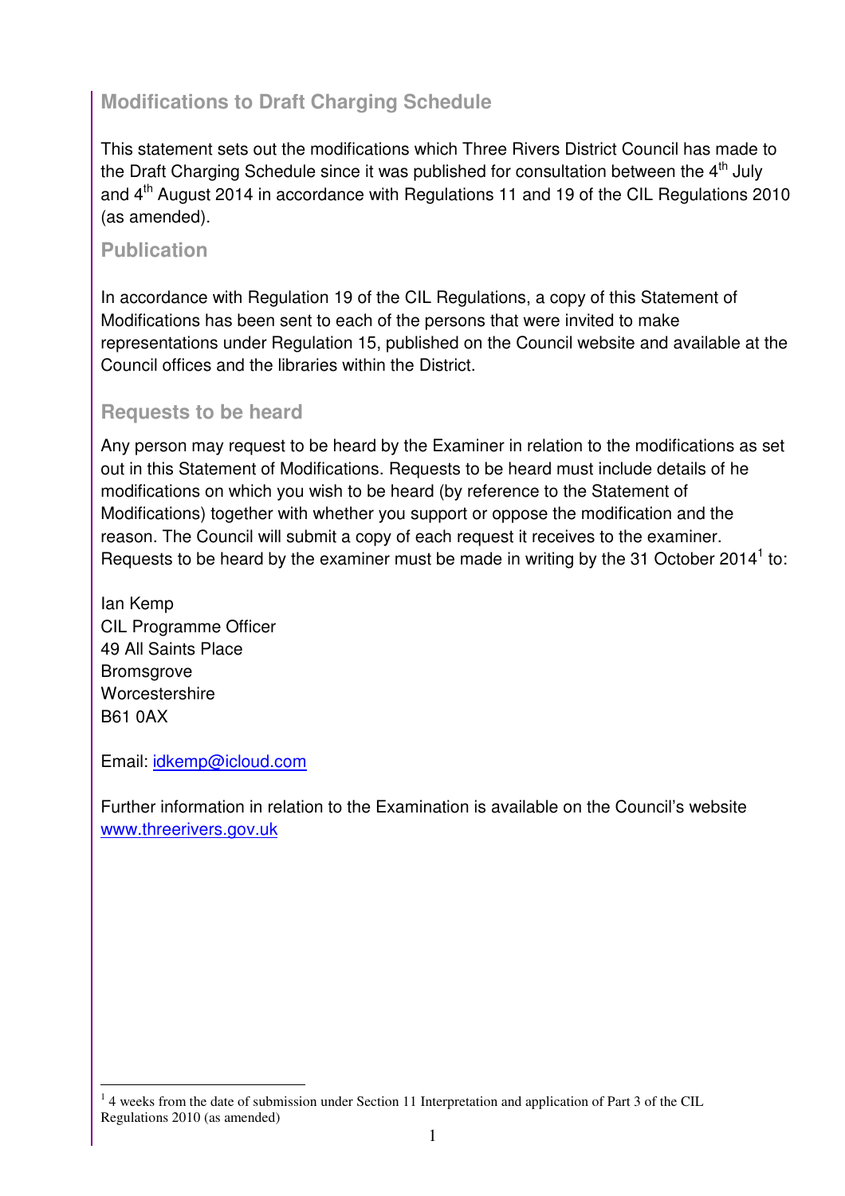## Modifications to Draft Charging Schedule

This statement sets out the modifications which Three Rivers District Council has made to the Draft Charging Schedule since it was published for consultation between the 4th July and 4th August 2014 in accordance with Regulations 11 and 19 of the CIL Regulations 2010 (as amended).

## Publication

In accordance with Regulation 19 of the CIL Regulations, a copy of this Statement of Modifications has been sent to each of the persons that were invited to make representations under Regulation 15, published on the Council website and available at the Council offices and the libraries within the District.

## Requests to be heard

Any person may request to be heard by the Examiner in relation to the modifications as set out in this Statement of Modifications. Requests to be heard must include details of he modifications on which you wish to be heard (by reference to the Statement of Modifications) together with whether you support or oppose the modification and the reason. The Council will submit a copy of each request it receives to the examiner. Requests to be heard by the examiner must be made in writing by the 31 October 2014[1] to:

Ian Kemp
CIL Programme Officer
49 All Saints Place
Bromsgrove
Worcestershire
B61 0AX

Email: idkemp@icloud.com

Further information in relation to the Examination is available on the Council's website www.threerivers.gov.uk

[1] 4 weeks from the date of submission under Section 11 Interpretation and application of Part 3 of the CIL Regulations 2010 (as amended)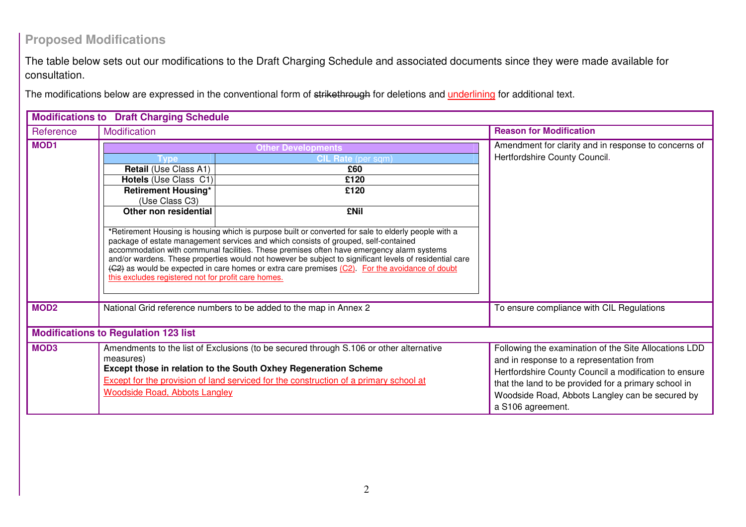## Proposed Modifications

The table below sets out our modifications to the Draft Charging Schedule and associated documents since they were made available for consultation.

The modifications below are expressed in the conventional form of ~~strikethrough~~ for deletions and <u>underlining</u> for additional text.

| Reference | Modification | Reason for Modification |
|---|---|---|
| **Modifications to Draft Charging Schedule** | | |
| **MOD1** | **Other Developments**<br><br>**Type** / **CIL Rate** (per sqm)<br>**Retail** (Use Class A1): **£60**<br>**Hotels** (Use Class C1): **£120**<br>**Retirement Housing*** (Use Class C3): **£120**<br>**Other non residential**: **£Nil**<br><br>*Retirement Housing is housing which is purpose built or converted for sale to elderly people with a package of estate management services and which consists of grouped, self-contained accommodation with communal facilities. These premises often have emergency alarm systems and/or wardens. These properties would not however be subject to significant levels of residential care ~~(C2)~~ as would be expected in care homes or extra care premises <u>(C2)</u>. <u>For the avoidance of doubt this excludes registered not for profit care homes.</u> | Amendment for clarity and in response to concerns of Hertfordshire County Council. |
| **MOD2** | National Grid reference numbers to be added to the map in Annex 2 | To ensure compliance with CIL Regulations |
| **Modifications to Regulation 123 list** | | |
| **MOD3** | Amendments to the list of Exclusions (to be secured through S.106 or other alternative measures)<br>**Except those in relation to the South Oxhey Regeneration Scheme**<br><u>Except for the provision of land serviced for the construction of a primary school at Woodside Road, Abbots Langley</u> | Following the examination of the Site Allocations LDD and in response to a representation from Hertfordshire County Council a modification to ensure that the land to be provided for a primary school in Woodside Road, Abbots Langley can be secured by a S106 agreement. |